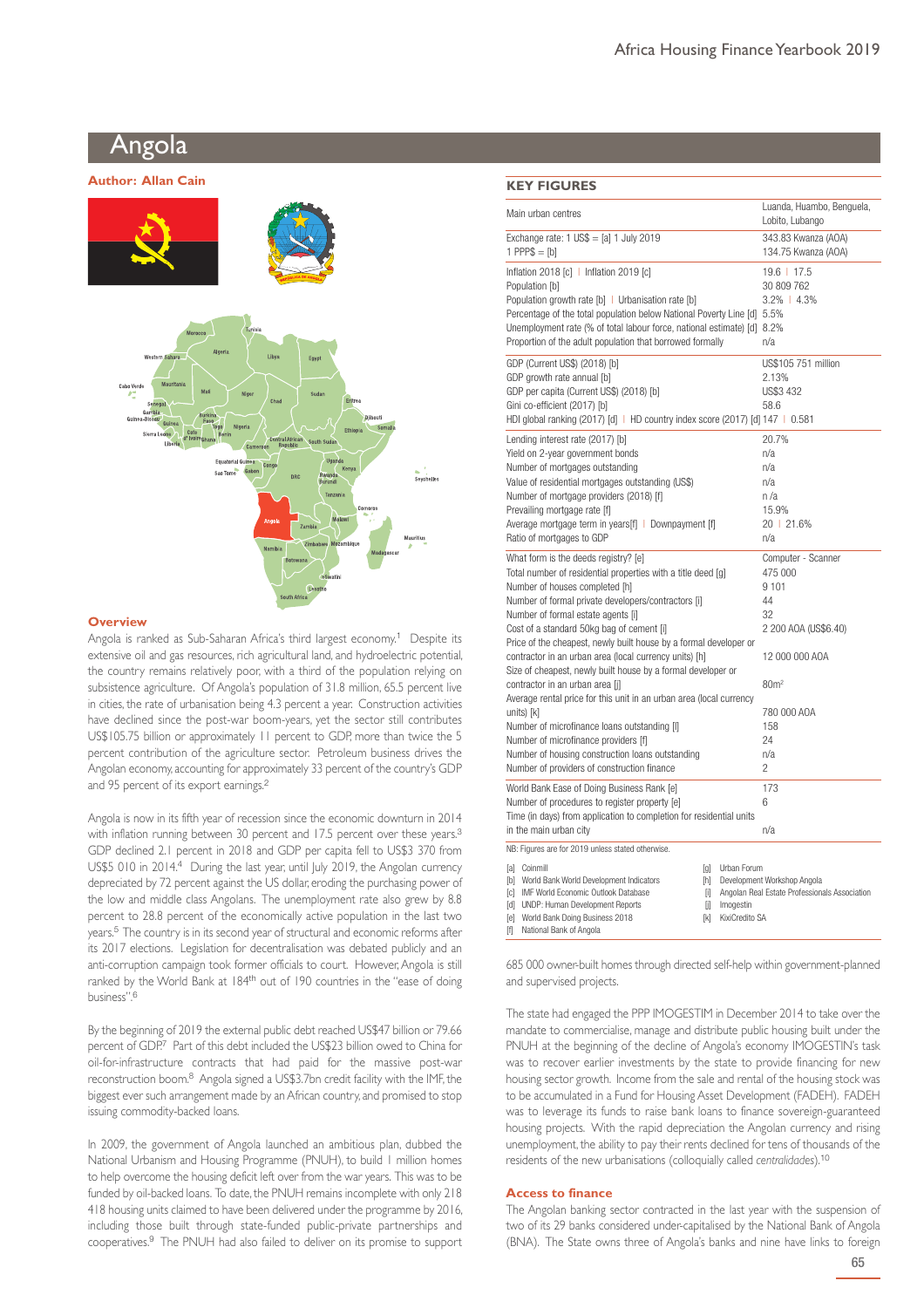# Angola

**Author: Allan Cain**

## Overview

Angola is ranked as Sub-Saharan Africa's third largest economy.[1] Despite its extensive oil and gas resources, rich agricultural land, and hydroelectric potential, the country remains relatively poor, with a third of the population relying on subsistence agriculture. Of Angola's population of 31.8 million, 65.5 percent live in cities, the rate of urbanisation being 4.3 percent a year. Construction activities have declined since the post-war boom-years, yet the sector still contributes US$105.75 billion or approximately 11 percent to GDP, more than twice the 5 percent contribution of the agriculture sector. Petroleum business drives the Angolan economy, accounting for approximately 33 percent of the country's GDP and 95 percent of its export earnings.[2]

Angola is now in its fifth year of recession since the economic downturn in 2014 with inflation running between 30 percent and 17.5 percent over these years.[3] GDP declined 2.1 percent in 2018 and GDP per capita fell to US$3 370 from US$5 010 in 2014.[4] During the last year, until July 2019, the Angolan currency depreciated by 72 percent against the US dollar, eroding the purchasing power of the low and middle class Angolans. The unemployment rate also grew by 8.8 percent to 28.8 percent of the economically active population in the last two years.[5] The country is in its second year of structural and economic reforms after its 2017 elections. Legislation for decentralisation was debated publicly and an anti-corruption campaign took former officials to court. However, Angola is still ranked by the World Bank at 184th out of 190 countries in the "ease of doing business".[6]

By the beginning of 2019 the external public debt reached US$47 billion or 79.66 percent of GDP.[7] Part of this debt included the US$23 billion owed to China for oil-for-infrastructure contracts that had paid for the massive post-war reconstruction boom.[8] Angola signed a US$3.7bn credit facility with the IMF, the biggest ever such arrangement made by an African country, and promised to stop issuing commodity-backed loans.

In 2009, the government of Angola launched an ambitious plan, dubbed the National Urbanism and Housing Programme (PNUH), to build 1 million homes to help overcome the housing deficit left over from the war years. This was to be funded by oil-backed loans. To date, the PNUH remains incomplete with only 218 418 housing units claimed to have been delivered under the programme by 2016, including those built through state-funded public-private partnerships and cooperatives.[9] The PNUH had also failed to deliver on its promise to support 685 000 owner-built homes through directed self-help within government-planned and supervised projects.

The state had engaged the PPP IMOGESTIM in December 2014 to take over the mandate to commercialise, manage and distribute public housing built under the PNUH at the beginning of the decline of Angola's economy IMOGESTIN's task was to recover earlier investments by the state to provide financing for new housing sector growth. Income from the sale and rental of the housing stock was to be accumulated in a Fund for Housing Asset Development (FADEH). FADEH was to leverage its funds to raise bank loans to finance sovereign-guaranteed housing projects. With the rapid depreciation the Angolan currency and rising unemployment, the ability to pay their rents declined for tens of thousands of the residents of the new urbanisations (colloquially called *centralidades*).[10]

## KEY FIGURES

| | |
|---|---|
| Main urban centres | Luanda, Huambo, Benguela, Lobito, Lubango |
| Exchange rate: 1 US$ = [a] 1 July 2019 | 343.83 Kwanza (AOA) |
| 1 PPP$ = [b] | 134.75 Kwanza (AOA) |
| Inflation 2018 [c] \| Inflation 2019 [c] | 19.6 \| 17.5 |
| Population [b] | 30 809 762 |
| Population growth rate [b] \| Urbanisation rate [b] | 3.2% \| 4.3% |
| Percentage of the total population below National Poverty Line [d] | 5.5% |
| Unemployment rate (% of total labour force, national estimate) [d] | 8.2% |
| Proportion of the adult population that borrowed formally | n/a |
| GDP (Current US$) (2018) [b] | US$105 751 million |
| GDP growth rate annual [b] | 2.13% |
| GDP per capita (Current US$) (2018) [b] | US$3 432 |
| Gini co-efficient (2017) [b] | 58.6 |
| HDI global ranking (2017) [d] \| HD country index score (2017) [d] | 147 \| 0.581 |
| Lending interest rate (2017) [b] | 20.7% |
| Yield on 2-year government bonds | n/a |
| Number of mortgages outstanding | n/a |
| Value of residential mortgages outstanding (US$) | n/a |
| Number of mortgage providers (2018) [f] | n /a |
| Prevailing mortgage rate [f] | 15.9% |
| Average mortgage term in years[f] \| Downpayment [f] | 20 \| 21.6% |
| Ratio of mortgages to GDP | n/a |
| What form is the deeds registry? [e] | Computer - Scanner |
| Total number of residential properties with a title deed [g] | 475 000 |
| Number of houses completed [h] | 9 101 |
| Number of formal private developers/contractors [i] | 44 |
| Number of formal real estate agents [i] | 32 |
| Cost of a standard 50kg bag of cement [i] | 2 200 AOA (US$6.40) |
| Price of the cheapest, newly built house by a formal developer or contractor in an urban area (local currency units) [h] | 12 000 000 AOA |
| Size of cheapest, newly built house by a formal developer or contractor in an urban area [j] | 80m² |
| Average rental price for this unit in an urban area (local currency units) [k] | 780 000 AOA |
| Number of microfinance loans outstanding [f] | 158 |
| Number of microfinance providers [f] | 24 |
| Number of housing construction loans outstanding | n/a |
| Number of providers of construction finance | 2 |
| World Bank Ease of Doing Business Rank [e] | 173 |
| Number of procedures to register property [e] | 6 |
| Time (in days) from application to completion for residential units in the main urban city | n/a |

NB: Figures are for 2019 unless stated otherwise.

- [a] Coinmill
- [b] World Bank World Development Indicators
- [c] IMF World Economic Outlook Database
- [d] UNDP: Human Development Reports
- [e] World Bank Doing Business 2018
- [f] National Bank of Angola
- [g] Urban Forum
- [h] Development Workshop Angola
- [i] Angolan Real Estate Professionals Association
- [j] Imogestin
- [k] KixiCredito SA

## Access to finance

The Angolan banking sector contracted in the last year with the suspension of two of its 29 banks considered under-capitalised by the National Bank of Angola (BNA). The State owns three of Angola's banks and nine have links to foreign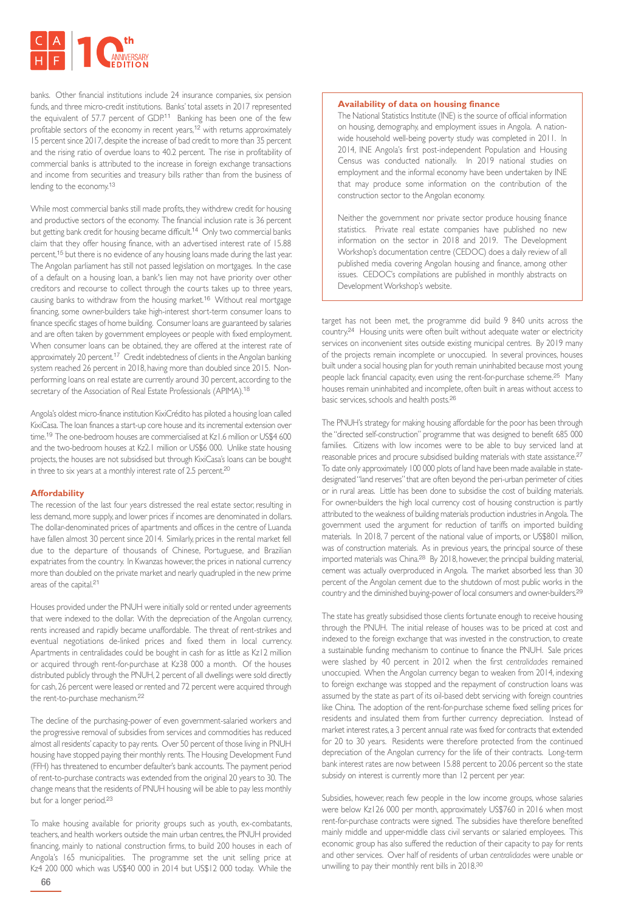banks. Other financial institutions include 24 insurance companies, six pension funds, and three micro-credit institutions. Banks' total assets in 2017 represented the equivalent of 57.7 percent of GDP.[11] Banking has been one of the few profitable sectors of the economy in recent years,[12] with returns approximately 15 percent since 2017, despite the increase of bad credit to more than 35 percent and the rising ratio of overdue loans to 40.2 percent. The rise in profitability of commercial banks is attributed to the increase in foreign exchange transactions and income from securities and treasury bills rather than from the business of lending to the economy.[13]

While most commercial banks still made profits, they withdrew credit for housing and productive sectors of the economy. The financial inclusion rate is 36 percent but getting bank credit for housing became difficult.[14] Only two commercial banks claim that they offer housing finance, with an advertised interest rate of 15.88 percent,[15] but there is no evidence of any housing loans made during the last year. The Angolan parliament has still not passed legislation on mortgages. In the case of a default on a housing loan, a bank's lien may not have priority over other creditors and recourse to collect through the courts takes up to three years, causing banks to withdraw from the housing market.[16] Without real mortgage financing, some owner-builders take high-interest short-term consumer loans to finance specific stages of home building. Consumer loans are guaranteed by salaries and are often taken by government employees or people with fixed employment. When consumer loans can be obtained, they are offered at the interest rate of approximately 20 percent.[17] Credit indebtedness of clients in the Angolan banking system reached 26 percent in 2018, having more than doubled since 2015. Non-performing loans on real estate are currently around 30 percent, according to the secretary of the Association of Real Estate Professionals (APIMA).[18]

Angola's oldest micro-finance institution KixiCrédito has piloted a housing loan called KixiCasa. The loan finances a start-up core house and its incremental extension over time.[19] The one-bedroom houses are commercialised at Kz1.6 million or US$4 600 and the two-bedroom houses at Kz2.1 million or US$6 000. Unlike state housing projects, the houses are not subsidised but through KixiCasa's loans can be bought in three to six years at a monthly interest rate of 2.5 percent.[20]

### Affordability

The recession of the last four years distressed the real estate sector, resulting in less demand, more supply, and lower prices if incomes are denominated in dollars. The dollar-denominated prices of apartments and offices in the centre of Luanda have fallen almost 30 percent since 2014. Similarly, prices in the rental market fell due to the departure of thousands of Chinese, Portuguese, and Brazilian expatriates from the country. In Kwanzas however, the prices in national currency more than doubled on the private market and nearly quadrupled in the new prime areas of the capital.[21]

Houses provided under the PNUH were initially sold or rented under agreements that were indexed to the dollar. With the depreciation of the Angolan currency, rents increased and rapidly became unaffordable. The threat of rent-strikes and eventual negotiations de-linked prices and fixed them in local currency. Apartments in centralidades could be bought in cash for as little as Kz12 million or acquired through rent-for-purchase at Kz38 000 a month. Of the houses distributed publicly through the PNUH, 2 percent of all dwellings were sold directly for cash, 26 percent were leased or rented and 72 percent were acquired through the rent-to-purchase mechanism.[22]

The decline of the purchasing-power of even government-salaried workers and the progressive removal of subsidies from services and commodities has reduced almost all residents' capacity to pay rents. Over 50 percent of those living in PNUH housing have stopped paying their monthly rents. The Housing Development Fund (FFH) has threatened to encumber defaulter's bank accounts. The payment period of rent-to-purchase contracts was extended from the original 20 years to 30. The change means that the residents of PNUH housing will be able to pay less monthly but for a longer period.[23]

To make housing available for priority groups such as youth, ex-combatants, teachers, and health workers outside the main urban centres, the PNUH provided financing, mainly to national construction firms, to build 200 houses in each of Angola's 165 municipalities. The programme set the unit selling price at Kz4 200 000 which was US$40 000 in 2014 but US$12 000 today. While the target has not been met, the programme did build 9 840 units across the country.[24] Housing units were often built without adequate water or electricity services on inconvenient sites outside existing municipal centres. By 2019 many of the projects remain incomplete or unoccupied. In several provinces, houses built under a social housing plan for youth remain uninhabited because most young people lack financial capacity, even using the rent-for-purchase scheme.[25] Many houses remain uninhabited and incomplete, often built in areas without access to basic services, schools and health posts.[26]

The PNUH's strategy for making housing affordable for the poor has been through the "directed self-construction" programme that was designed to benefit 685 000 families. Citizens with low incomes were to be able to buy serviced land at reasonable prices and procure subsidised building materials with state assistance.[27] To date only approximately 100 000 plots of land have been made available in state-designated "land reserves" that are often beyond the peri-urban perimeter of cities or in rural areas. Little has been done to subsidise the cost of building materials. For owner-builders the high local currency cost of housing construction is partly attributed to the weakness of building materials production industries in Angola. The government used the argument for reduction of tariffs on imported building materials. In 2018, 7 percent of the national value of imports, or US$801 million, was of construction materials. As in previous years, the principal source of these imported materials was China.[28] By 2018, however, the principal building material, cement was actually overproduced in Angola. The market absorbed less than 30 percent of the Angolan cement due to the shutdown of most public works in the country and the diminished buying-power of local consumers and owner-builders.[29]

The state has greatly subsidised those clients fortunate enough to receive housing through the PNUH. The initial release of houses was to be priced at cost and indexed to the foreign exchange that was invested in the construction, to create a sustainable funding mechanism to continue to finance the PNUH. Sale prices were slashed by 40 percent in 2012 when the first *centralidades* remained unoccupied. When the Angolan currency began to weaken from 2014, indexing to foreign exchange was stopped and the repayment of construction loans was assumed by the state as part of its oil-based debt servicing with foreign countries like China. The adoption of the rent-for-purchase scheme fixed selling prices for residents and insulated them from further currency depreciation. Instead of market interest rates, a 3 percent annual rate was fixed for contracts that extended for 20 to 30 years. Residents were therefore protected from the continued depreciation of the Angolan currency for the life of their contracts. Long-term bank interest rates are now between 15.88 percent to 20.06 percent so the state subsidy on interest is currently more than 12 percent per year.

Subsidies, however, reach few people in the low income groups, whose salaries were below Kz126 000 per month, approximately US$760 in 2016 when most rent-for-purchase contracts were signed. The subsidies have therefore benefited mainly middle and upper-middle class civil servants or salaried employees. This economic group has also suffered the reduction of their capacity to pay for rents and other services. Over half of residents of urban *centralidades* were unable or unwilling to pay their monthly rent bills in 2018.[30]

> **Availability of data on housing finance**
>
> The National Statistics Institute (INE) is the source of official information on housing, demography, and employment issues in Angola. A nation-wide household well-being poverty study was completed in 2011. In 2014, INE Angola's first post-independent Population and Housing Census was conducted nationally. In 2019 national studies on employment and the informal economy have been undertaken by INE that may produce some information on the contribution of the construction sector to the Angolan economy.
>
> Neither the government nor private sector produce housing finance statistics. Private real estate companies have published no new information on the sector in 2018 and 2019. The Development Workshop's documentation centre (CEDOC) does a daily review of all published media covering Angolan housing and finance, among other issues. CEDOC's compilations are published in monthly abstracts on Development Workshop's website.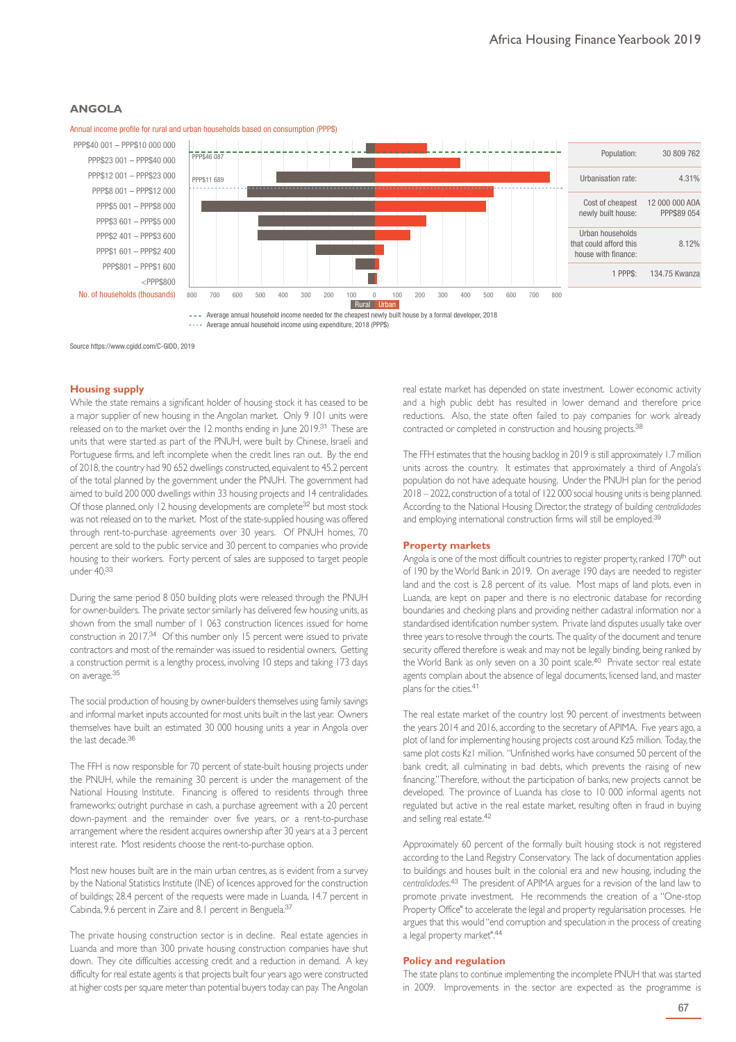## ANGOLA

Annual income profile for rural and urban households based on consumption (PPP$)

| Income band | Rural / Urban |
|---|---|
| PPP$40 001 – PPP$10 000 000 | |
| PPP$23 001 – PPP$40 000 | |
| PPP$12 001 – PPP$23 000 | |
| PPP$8 001 – PPP$12 000 | |
| PPP$5 001 – PPP$8 000 | |
| PPP$3 601 – PPP$5 000 | |
| PPP$2 401 – PPP$3 600 | |
| PPP$1 601 – PPP$2 400 | |
| PPP$801 – PPP$1 600 | |
| <PPP$800 | |

No. of households (thousands)

PPP$46 087 — Average annual household income needed for the cheapest newly built house by a formal developer, 2018

PPP$11 689 — Average annual household income using expenditure, 2018 (PPP$)

| | |
|---|---|
| Population: | 30 809 762 |
| Urbanisation rate: | 4.31% |
| Cost of cheapest newly built house: | 12 000 000 AOA PPP$89 054 |
| Urban households that could afford this house with finance: | 8.12% |
| 1 PPP$: | 134.75 Kwanza |

Source https://www.cgidd.com/C-GIDD, 2019

### Housing supply

While the state remains a significant holder of housing stock it has ceased to be a major supplier of new housing in the Angolan market. Only 9 101 units were released on to the market over the 12 months ending in June 2019.[31] These are units that were started as part of the PNUH, were built by Chinese, Israeli and Portuguese firms, and left incomplete when the credit lines ran out. By the end of 2018, the country had 90 652 dwellings constructed, equivalent to 45.2 percent of the total planned by the government under the PNUH. The government had aimed to build 200 000 dwellings within 33 housing projects and 14 centralidades. Of those planned, only 12 housing developments are complete[32] but most stock was not released on to the market. Most of the state-supplied housing was offered through rent-to-purchase agreements over 30 years. Of PNUH homes, 70 percent are sold to the public service and 30 percent to companies who provide housing to their workers. Forty percent of sales are supposed to target people under 40.[33]

During the same period 8 050 building plots were released through the PNUH for owner-builders. The private sector similarly has delivered few housing units, as shown from the small number of 1 063 construction licences issued for home construction in 2017.[34] Of this number only 15 percent were issued to private contractors and most of the remainder was issued to residential owners. Getting a construction permit is a lengthy process, involving 10 steps and taking 173 days on average.[35]

The social production of housing by owner-builders themselves using family savings and informal market inputs accounted for most units built in the last year. Owners themselves have built an estimated 30 000 housing units a year in Angola over the last decade.[36]

The FFH is now responsible for 70 percent of state-built housing projects under the PNUH, while the remaining 30 percent is under the management of the National Housing Institute. Financing is offered to residents through three frameworks; outright purchase in cash, a purchase agreement with a 20 percent down-payment and the remainder over five years, or a rent-to-purchase arrangement where the resident acquires ownership after 30 years at a 3 percent interest rate. Most residents choose the rent-to-purchase option.

Most new houses built are in the main urban centres, as is evident from a survey by the National Statistics Institute (INE) of licences approved for the construction of buildings; 28.4 percent of the requests were made in Luanda, 14.7 percent in Cabinda, 9.6 percent in Zaire and 8.1 percent in Benguela.[37]

The private housing construction sector is in decline. Real estate agencies in Luanda and more than 300 private housing construction companies have shut down. They cite difficulties accessing credit and a reduction in demand. A key difficulty for real estate agents is that projects built four years ago were constructed at higher costs per square meter than potential buyers today can pay. The Angolan real estate market has depended on state investment. Lower economic activity and a high public debt has resulted in lower demand and therefore price reductions. Also, the state often failed to pay companies for work already contracted or completed in construction and housing projects.[38]

The FFH estimates that the housing backlog in 2019 is still approximately 1.7 million units across the country. It estimates that approximately a third of Angola's population do not have adequate housing. Under the PNUH plan for the period 2018 – 2022, construction of a total of 122 000 social housing units is being planned. According to the National Housing Director, the strategy of building *centralidades* and employing international construction firms will still be employed.[39]

### Property markets

Angola is one of the most difficult countries to register property, ranked 170th out of 190 by the World Bank in 2019. On average 190 days are needed to register land and the cost is 2.8 percent of its value. Most maps of land plots, even in Luanda, are kept on paper and there is no electronic database for recording boundaries and checking plans and providing neither cadastral information nor a standardised identification number system. Private land disputes usually take over three years to resolve through the courts. The quality of the document and tenure security offered therefore is weak and may not be legally binding, being ranked by the World Bank as only seven on a 30 point scale.[40] Private sector real estate agents complain about the absence of legal documents, licensed land, and master plans for the cities.[41]

The real estate market of the country lost 90 percent of investments between the years 2014 and 2016, according to the secretary of APIMA. Five years ago, a plot of land for implementing housing projects cost around Kz5 million. Today, the same plot costs Kz1 million. "Unfinished works have consumed 50 percent of the bank credit, all culminating in bad debts, which prevents the raising of new financing." Therefore, without the participation of banks, new projects cannot be developed. The province of Luanda has close to 10 000 informal agents not regulated but active in the real estate market, resulting often in fraud in buying and selling real estate.[42]

Approximately 60 percent of the formally built housing stock is not registered according to the Land Registry Conservatory. The lack of documentation applies to buildings and houses built in the colonial era and new housing, including the *centralidades*.[43] The president of APIMA argues for a revision of the land law to promote private investment. He recommends the creation of a "One-stop Property Office" to accelerate the legal and property regularisation processes. He argues that this would "end corruption and speculation in the process of creating a legal property market".[44]

### Policy and regulation

The state plans to continue implementing the incomplete PNUH that was started in 2009. Improvements in the sector are expected as the programme is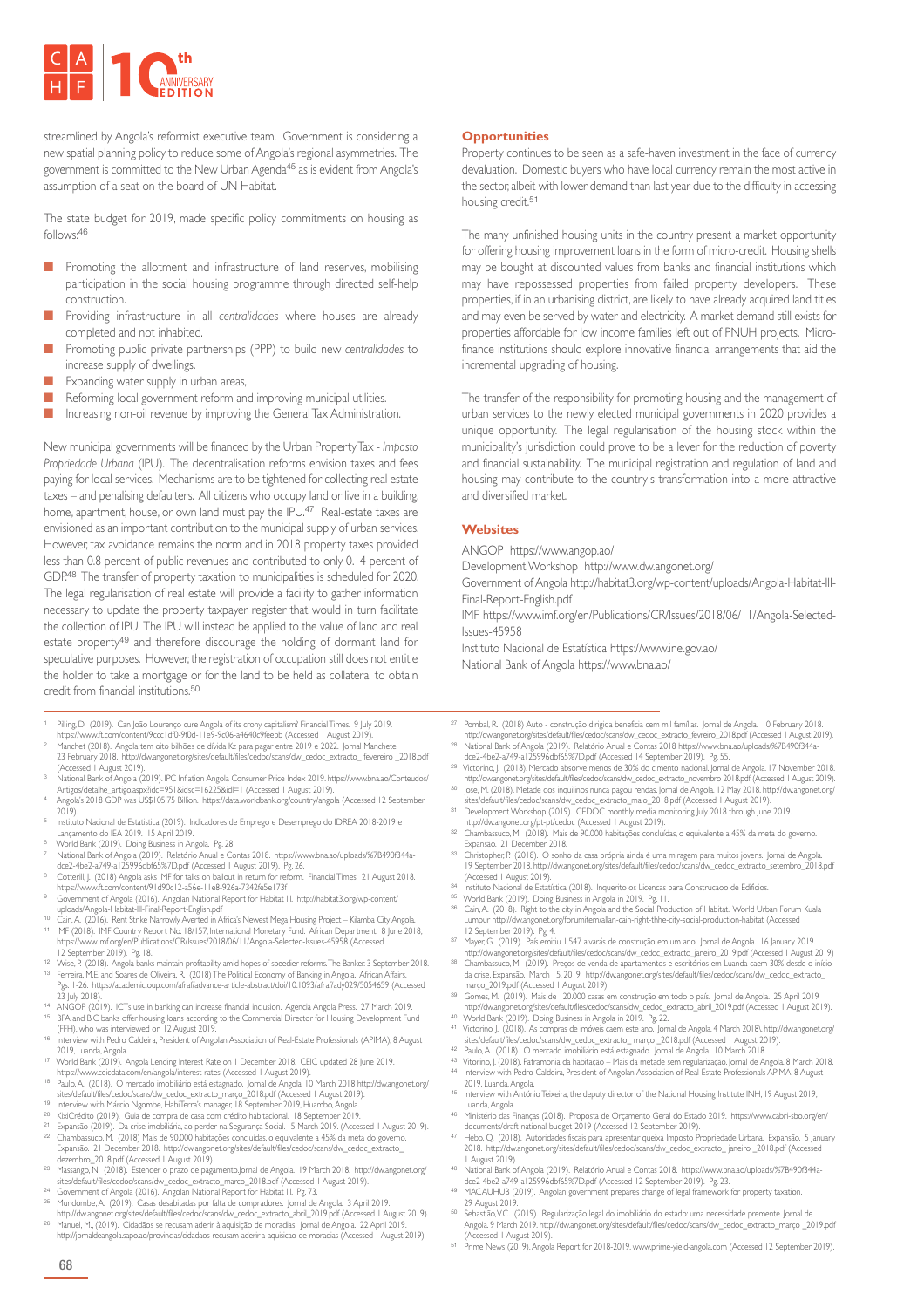streamlined by Angola's reformist executive team. Government is considering a new spatial planning policy to reduce some of Angola's regional asymmetries. The government is committed to the New Urban Agenda[45] as is evident from Angola's assumption of a seat on the board of UN Habitat.

The state budget for 2019, made specific policy commitments on housing as follows:[46]

- Promoting the allotment and infrastructure of land reserves, mobilising participation in the social housing programme through directed self-help construction.
- Providing infrastructure in all *centralidades* where houses are already completed and not inhabited.
- Promoting public private partnerships (PPP) to build new *centralidades* to increase supply of dwellings.
- Expanding water supply in urban areas,
- Reforming local government reform and improving municipal utilities.
- Increasing non-oil revenue by improving the General Tax Administration.

New municipal governments will be financed by the Urban Property Tax - *Imposto Propriedade Urbana* (IPU). The decentralisation reforms envision taxes and fees paying for local services. Mechanisms are to be tightened for collecting real estate taxes – and penalising defaulters. All citizens who occupy land or live in a building, home, apartment, house, or own land must pay the IPU.[47] Real-estate taxes are envisioned as an important contribution to the municipal supply of urban services. However, tax avoidance remains the norm and in 2018 property taxes provided less than 0.8 percent of public revenues and contributed to only 0.14 percent of GDP.[48] The transfer of property taxation to municipalities is scheduled for 2020. The legal regularisation of real estate will provide a facility to gather information necessary to update the property taxpayer register that would in turn facilitate the collection of IPU. The IPU will instead be applied to the value of land and real estate property[49] and therefore discourage the holding of dormant land for speculative purposes. However, the registration of occupation still does not entitle the holder to take a mortgage or for the land to be held as collateral to obtain credit from financial institutions.[50]

## Opportunities

Property continues to be seen as a safe-haven investment in the face of currency devaluation. Domestic buyers who have local currency remain the most active in the sector, albeit with lower demand than last year due to the difficulty in accessing housing credit.[51]

The many unfinished housing units in the country present a market opportunity for offering housing improvement loans in the form of micro-credit. Housing shells may be bought at discounted values from banks and financial institutions which may have repossessed properties from failed property developers. These properties, if in an urbanising district, are likely to have already acquired land titles and may even be served by water and electricity. A market demand still exists for properties affordable for low income families left out of PNUH projects. Micro-finance institutions should explore innovative financial arrangements that aid the incremental upgrading of housing.

The transfer of the responsibility for promoting housing and the management of urban services to the newly elected municipal governments in 2020 provides a unique opportunity. The legal regularisation of the housing stock within the municipality's jurisdiction could prove to be a lever for the reduction of poverty and financial sustainability. The municipal registration and regulation of land and housing may contribute to the country's transformation into a more attractive and diversified market.

## Websites

ANGOP https://www.angop.ao/

Development Workshop http://www.dw.angonet.org/

Government of Angola http://habitat3.org/wp-content/uploads/Angola-Habitat-III-Final-Report-English.pdf

IMF https://www.imf.org/en/Publications/CR/Issues/2018/06/11/Angola-Selected-Issues-45958

Instituto Nacional de Estatística https://www.ine.gov.ao/

National Bank of Angola https://www.bna.ao/

---

1. Pilling, D. (2019). Can João Lourenço cure Angola of its crony capitalism? Financial Times. 9 July 2019. https://www.ft.com/content/9ccc1df0-9f0d-11e9-9c06-a4640c9feebb (Accessed 1 August 2019).
2. Manchet (2018). Angola tem oito bilhões de dívida Kz para pagar entre 2019 e 2022. Jornal Manchete. 23 February 2018. http://dw.angonet.org/sites/default/files/cedoc/scans/dw_cedoc_extracto_ fevereiro _2018.pdf (Accessed 1 August 2019).
3. National Bank of Angola (2019). IPC Inflation Angola Consumer Price Index 2019. https://www.bna.ao/Conteudos/Artigos/detalhe_artigo.aspx?idc=951&idsc=16225&idl=1 (Accessed 1 August 2019).
4. Angola's 2018 GDP was US$105.75 Billion. https://data.worldbank.org/country/angola (Accessed 12 September 2019).
5. Instituto Nacional de Estatística (2019). Indicadores de Emprego e Desemprego do IDREA 2018-2019 e Lançamento do IEA 2019. 15 April 2019.
6. World Bank (2019). Doing Business in Angola. Pg. 28.
7. National Bank of Angola (2019). Relatório Anual e Contas 2018. https://www.bna.ao/uploads/%7B490f344a-dce2-4be2-a749-a125996dbf65%7D.pdf (Accessed 1 August 2019). Pg. 26.
8. Cotterill, J. (2018) Angola asks IMF for talks on bailout in return for reform. Financial Times. 21 August 2018. https://www.ft.com/content/91d90c12-a56e-11e8-926a-7342fe5e173f
9. Government of Angola (2016). Angolan National Report for Habitat III. http://habitat3.org/wp-content/uploads/Angola-Habitat-III-Final-Report-English.pdf
10. Cain, A. (2016). Rent Strike Narrowly Averted in Africa's Newest Mega Housing Project – Kilamba City Angola.
11. IMF (2018). IMF Country Report No. 18/157, International Monetary Fund. African Department. 8 June 2018. https://www.imf.org/en/Publications/CR/Issues/2018/06/11/Angola-Selected-Issues-45958 (Accessed 12 September 2019). Pg. 18.
12. Wise, P. (2018). Angola banks maintain profitability amid hopes of speedier reforms. The Banker. 3 September 2018.
13. Ferreira, M.E. and Soares de Oliveira, R. (2018) The Political Economy of Banking in Angola. African Affairs. Pgs. 1-26. https://academic.oup.com/afraf/advance-article-abstract/doi/10.1093/afraf/ady029/5054659 (Accessed 23 July 2018).
14. ANGOP (2019). ICTs use in banking can increase financial inclusion. Agencia Angola Press. 27 March 2019.
15. BFA and BIC banks offer housing loans according to the Commercial Director for Housing Development Fund (FFH), who was interviewed on 12 August 2019.
16. Interview with Pedro Caldeira, President of Angolan Association of Real-Estate Professionals (APIMA), 8 August 2019, Luanda, Angola.
17. World Bank (2019). Angola Lending Interest Rate on 1 December 2018. CEIC updated 28 June 2019. https://www.ceicdata.com/en/angola/interest-rates (Accessed 1 August 2019).
18. Paulo, A. (2018). O mercado imobiliário está estagnado. Jornal de Angola. 10 March 2018 http://dw.angonet.org/sites/default/files/cedoc/scans/dw_cedoc_extracto_março_2018.pdf (Accessed 1 August 2019).
19. Interview with Márcio Ngombe, HabiTerra's manager, 18 September 2019, Huambo, Angola.
20. KixiCrédito (2019). Guia de compra de casa com crédito habitacional. 18 September 2019.
21. Expansão (2019). Da crise imobiliária, ao perder na Segurança Social. 15 March 2019. (Accessed 1 August 2019).
22. Chambassuco, M. (2018) Mais de 90.000 habitações concluídas, o equivalente a 45% da meta do governo. Expansão. 21 December 2018. http://dw.angonet.org/sites/default/files/cedoc/scans/dw_cedoc_extracto_dezembro_2018.pdf (Accessed 1 August 2019).
23. Massango, N. (2018). Estender o prazo de pagamento.Jornal de Angola. 19 March 2018. http://dw.angonet.org/sites/default/files/cedoc/scans/dw_cedoc_extracto_março_2018.pdf (Accessed 1 August 2019).
24. Government of Angola (2016). Angolan National Report for Habitat III. Pg. 73.
25. Mundombe, A. (2019). Casas desabitadas por falta de compradores. Jornal de Angola. 3 April 2019. http://dw.angonet.org/sites/default/files/cedoc/scans/dw_cedoc_extracto_abril_2019.pdf (Accessed 1 August 2019).
26. Manuel, M., (2019). Cidadãos se recusam aderir à aquisição de moradias. Jornal de Angola. 22 April 2019. http://jornaldeangola.sapo.ao/provincias/cidadaos-recusam-aderir-a-aquisicao-de-moradias (Accessed 1 August 2019).
27. Pombal, R. (2018) Auto - construção dirigida beneficia cem mil famílias. Jornal de Angola. 10 February 2018. http://dw.angonet.org/sites/default/files/cedoc/scans/dw_cedoc_extracto_fevereiro_2018.pdf (Accessed 1 August 2019).
28. National Bank of Angola (2019). Relatório Anual e Contas 2018 https://www.bna.ao/uploads/%7B490f344a-dce2-4be2-a749-a125996dbf65%7D.pdf (Accessed 14 September 2019). Pg. 55.
29. Victorino, J. (2018). Mercado absorve menos de 30% do cimento nacional. Jornal de Angola. 17 November 2018. http://dw.angonet.org/sites/default/files/cedoc/scans/dw_cedoc_extracto_novembro 2018.pdf (Accessed 1 August 2019).
30. Jose, M. (2018). Metade dos inquilinos nunca pagou rendas. Jornal de Angola. 12 May 2018. http://dw.angonet.org/sites/default/files/cedoc/scans/dw_cedoc_extracto_maio_2018.pdf (Accessed 1 August 2019).
31. Development Workshop (2019). CEDOC monthly media monitoring July 2018 through June 2019. http://dw.angonet.org/pt-pt/cedoc (Accessed 1 August 2019).
32. Chambassuco, M. (2018). Mais de 90.000 habitações concluídas, o equivalente a 45% da meta do governo. Expansão. 21 December 2018.
33. Christopher, P. (2018). O sonho da casa própria ainda é uma miragem para muitos jovens. Jornal de Angola. 19 September 2018. http://dw.angonet.org/sites/default/files/cedoc/scans/dw_cedoc_extracto_setembro_2018.pdf (Accessed 1 August 2019).
34. Instituto Nacional de Estatística (2018). Inquerito os Licencas para Construcaoo de Edificios.
35. World Bank (2019). Doing Business in Angola in 2019. Pg. 11.
36. Cain, A. (2018). Right to the city in Angola and the Social Production of Habitat. World Urban Forum Kuala Lumpur http://dw.angonet.org/forumitem/allan-cain-right-thhe-city-social-production-habitat (Accessed 12 September 2019).
37. Mayer, G. (2019). País emitiu 1.547 alvarás de construção em um ano. Jornal de Angola. 16 January 2019. http://dw.angonet.org/sites/default/files/cedoc/scans/dw_cedoc_extracto_janeiro_2019.pdf (Accessed 1 August 2019)
38. Chambassuco, M. (2019). Preços de venda de apartamentos e escritórios em Luanda caem 30% desde o início da crise, Expansão. March 15, 2019. http://dw.angonet.org/sites/default/files/cedoc/scans/dw_cedoc_extracto_março_2019.pdf (Accessed 1 August 2019).
39. Gomes, M. (2019). Mais de 120.000 casas em construção em todo o país. Jornal de Angola. 25 April 2019 http://dw.angonet.org/sites/default/files/cedoc/scans/dw_cedoc_extracto_abril_2019.pdf (Accessed 1 August 2019).
40. World Bank (2019). Doing Business in Angola in 2019. Pg. 22.
41. Victorino, J. (2018). As compras de imóveis caem este ano. Jornal de Angola. 4 March 2018\ http://dw.angonet.org/sites/default/files/cedoc/scans/dw_cedoc_extracto_ março _2018.pdf (Accessed 1 August 2019).
42. Paulo, A. (2018). O mercado imobiliário está estagnado. Jornal de Angola. 10 March 2018.
43. Vitorino, J. (2018). Patramonia da habitação – Mais da metade sem regularização. Jornal de Angola. 8 March 2018.
44. Interview with Pedro Caldeira, President of Angolan Association of Real-Estate Professionals APIMA, 8 August 2019, Luanda, Angola.
45. Interview with António Teixeira, the deputy director of the National Housing Institute INH, 19 August 2019, Luanda, Angola.
46. Ministério das Finanças (2018). Proposta de Orçamento Geral do Estado 2019. https://www.cabri-sbo.org/en/documents/draft-national-budget-2019 (Accessed 12 September 2019).
47. Hebo, Q. (2018). Autoridades fiscais para apresentar queixa Imposto Propriedade Urbana. Expansão. 5 January 2018. http://dw.angonet.org/sites/default/files/cedoc/scans/dw_cedoc_extracto_ janeiro _2018.pdf (Accessed 1 August 2019).
48. National Bank of Angola (2019). Relatório Anual e Contas 2018. https://www.bna.ao/uploads/%7B490f344a-dce2-4be2-a749-a125996dbf65%7D.pdf (Accessed 12 September 2019). Pg. 23.
49. MACAUHUB (2019). Angolan government prepares change of legal framework for property taxation. 29 August 2019.
50. Sebastião, V.C. (2019). Regularização legal do imobiliário do estado: uma necessidade premente. Jornal de Angola. 9 March 2019. http://dw.angonet.org/sites/default/files/cedoc/scans/dw_cedoc_extracto_março _2019.pdf (Accessed 1 August 2019).
51. Prime News (2019). Angola Report for 2018-2019. www.prime-yield-angola.com (Accessed 12 September 2019).